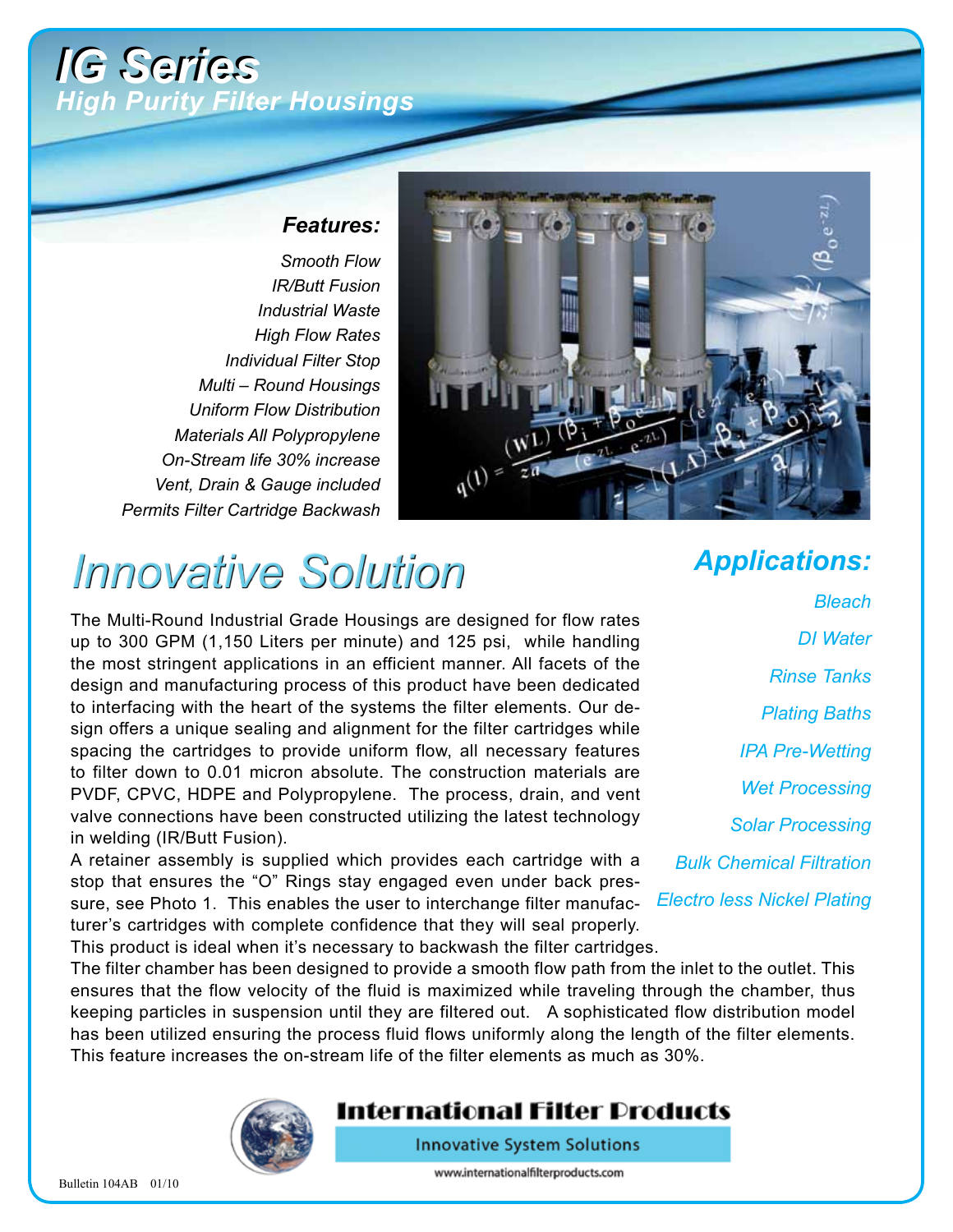# IG Series

## High Purity Filter Housings

### Features:

*Smooth Flow*
*IR/Butt Fusion*
*Industrial Waste*
*High Flow Rates*
*Individual Filter Stop*
*Multi – Round Housings*
*Uniform Flow Distribution*
*Materials All Polypropylene*
*On-Stream life 30% increase*
*Vent, Drain & Gauge included*
*Permits Filter Cartridge Backwash*

# Innovative Solution

The Multi-Round Industrial Grade Housings are designed for flow rates up to 300 GPM (1,150 Liters per minute) and 125 psi, while handling the most stringent applications in an efficient manner. All facets of the design and manufacturing process of this product have been dedicated to interfacing with the heart of the systems the filter elements. Our design offers a unique sealing and alignment for the filter cartridges while spacing the cartridges to provide uniform flow, all necessary features to filter down to 0.01 micron absolute. The construction materials are PVDF, CPVC, HDPE and Polypropylene. The process, drain, and vent valve connections have been constructed utilizing the latest technology in welding (IR/Butt Fusion).

A retainer assembly is supplied which provides each cartridge with a stop that ensures the "O" Rings stay engaged even under back pressure, see Photo 1. This enables the user to interchange filter manufacturer's cartridges with complete confidence that they will seal properly. This product is ideal when it's necessary to backwash the filter cartridges.

The filter chamber has been designed to provide a smooth flow path from the inlet to the outlet. This ensures that the flow velocity of the fluid is maximized while traveling through the chamber, thus keeping particles in suspension until they are filtered out. A sophisticated flow distribution model has been utilized ensuring the process fluid flows uniformly along the length of the filter elements. This feature increases the on-stream life of the filter elements as much as 30%.

## Applications:

*Bleach*
*DI Water*
*Rinse Tanks*
*Plating Baths*
*IPA Pre-Wetting*
*Wet Processing*
*Solar Processing*
*Bulk Chemical Filtration*
*Electro less Nickel Plating*

**International Filter Products**

Innovative System Solutions

www.internationalfilterproducts.com

Bulletin 104AB 01/10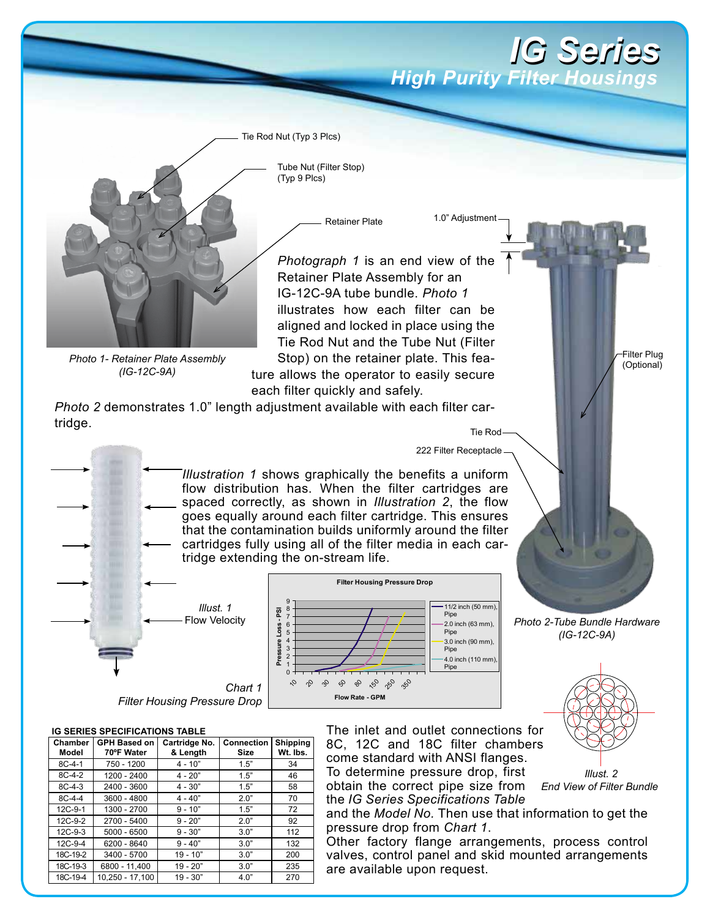# IG Series
## High Purity Filter Housings

Tie Rod Nut (Typ 3 Plcs)

Tube Nut (Filter Stop) (Typ 9 Plcs)

Retainer Plate

1.0" Adjustment

*Photo 1- Retainer Plate Assembly (IG-12C-9A)*

*Photograph 1* is an end view of the Retainer Plate Assembly for an IG-12C-9A tube bundle. *Photo 1* illustrates how each filter can be aligned and locked in place using the Tie Rod Nut and the Tube Nut (Filter Stop) on the retainer plate. This feature allows the operator to easily secure each filter quickly and safely.

*Photo 2* demonstrates 1.0" length adjustment available with each filter cartridge.

Filter Plug (Optional)

Tie Rod

222 Filter Receptacle

*Illustration 1* shows graphically the benefits a uniform flow distribution has. When the filter cartridges are spaced correctly, as shown in *Illustration 2*, the flow goes equally around each filter cartridge. This ensures that the contamination builds uniformly around the filter cartridges fully using all of the filter media in each cartridge extending the on-stream life.

*Illust. 1*
Flow Velocity

*Photo 2-Tube Bundle Hardware (IG-12C-9A)*

Filter Housing Pressure Drop

Pressure Loss - PSI (0–9); Flow Rate - GPM (10, 20, 30, 50, 80, 150, 250, 350)

Legend: 11/2 inch (50 mm), Pipe; 2.0 inch (63 mm), Pipe; 3.0 inch (90 mm), Pipe; 4.0 inch (110 mm), Pipe

*Chart 1*
*Filter Housing Pressure Drop*

*Illust. 2*
*End View of Filter Bundle*

**IG SERIES SPECIFICATIONS TABLE**

| Chamber Model | GPH Based on 70ºF Water | Cartridge No. & Length | Connection Size | Shipping Wt. lbs. |
|---|---|---|---|---|
| 8C-4-1 | 750 - 1200 | 4 - 10" | 1.5" | 34 |
| 8C-4-2 | 1200 - 2400 | 4 - 20" | 1.5" | 46 |
| 8C-4-3 | 2400 - 3600 | 4 - 30" | 1.5" | 58 |
| 8C-4-4 | 3600 - 4800 | 4 - 40" | 2.0" | 70 |
| 12C-9-1 | 1300 - 2700 | 9 - 10" | 1.5" | 72 |
| 12C-9-2 | 2700 - 5400 | 9 - 20" | 2.0" | 92 |
| 12C-9-3 | 5000 - 6500 | 9 - 30" | 3.0" | 112 |
| 12C-9-4 | 6200 - 8640 | 9 - 40" | 3.0" | 132 |
| 18C-19-2 | 3400 - 5700 | 19 - 10" | 3.0" | 200 |
| 18C-19-3 | 6800 - 11,400 | 19 - 20" | 3.0" | 235 |
| 18C-19-4 | 10,250 - 17,100 | 19 - 30" | 4.0" | 270 |

The inlet and outlet connections for 8C, 12C and 18C filter chambers come standard with ANSI flanges.

To determine pressure drop, first obtain the correct pipe size from the *IG Series Specifications Table* and the *Model No.* Then use that information to get the pressure drop from *Chart 1*.

Other factory flange arrangements, process control valves, control panel and skid mounted arrangements are available upon request.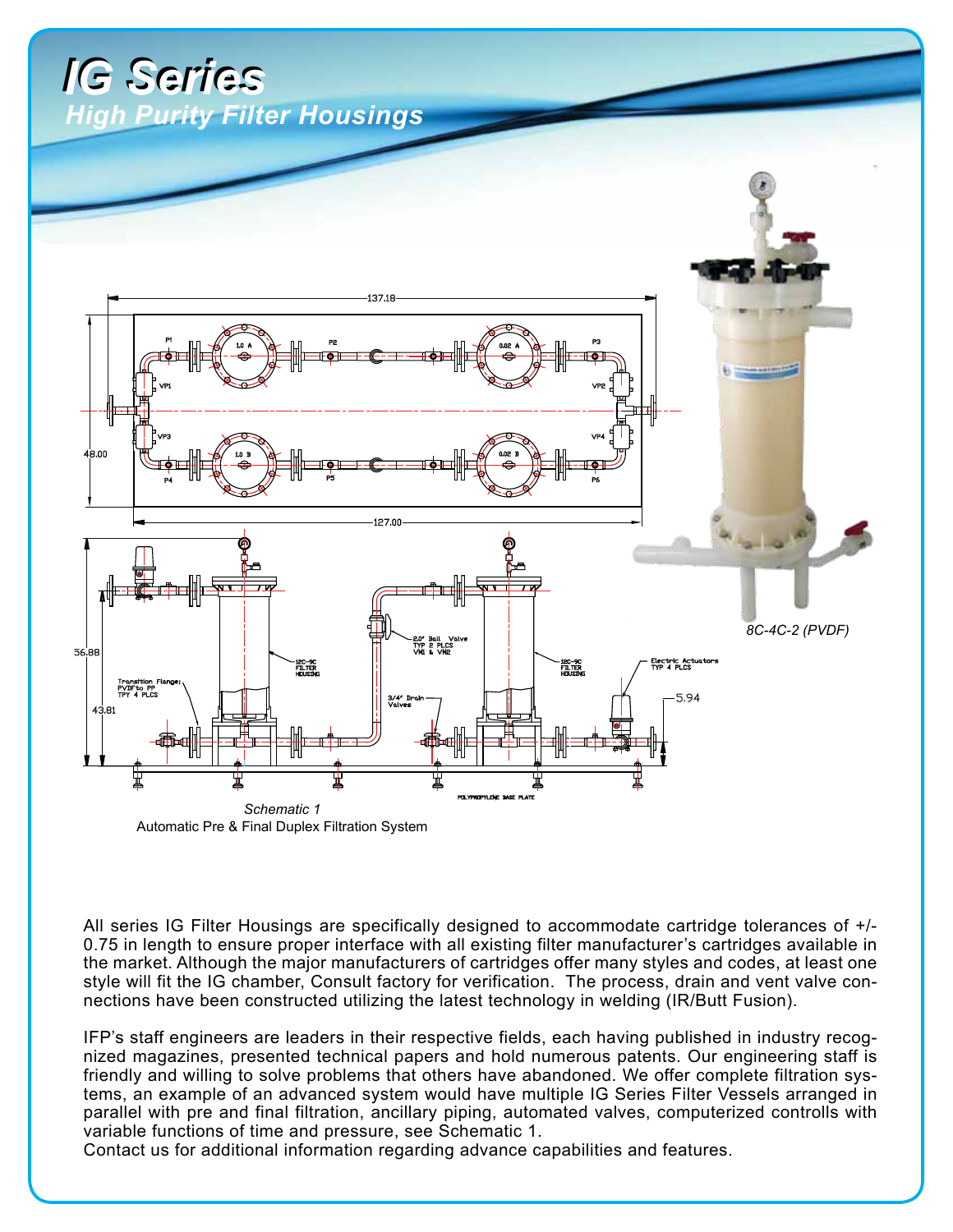# IG Series

## High Purity Filter Housings

*8C-4C-2 (PVDF)*

*Schematic 1*

Automatic Pre & Final Duplex Filtration System

All series IG Filter Housings are specifically designed to accommodate cartridge tolerances of +/- 0.75 in length to ensure proper interface with all existing filter manufacturer's cartridges available in the market. Although the major manufacturers of cartridges offer many styles and codes, at least one style will fit the IG chamber, Consult factory for verification. The process, drain and vent valve connections have been constructed utilizing the latest technology in welding (IR/Butt Fusion).

IFP's staff engineers are leaders in their respective fields, each having published in industry recognized magazines, presented technical papers and hold numerous patents. Our engineering staff is friendly and willing to solve problems that others have abandoned. We offer complete filtration systems, an example of an advanced system would have multiple IG Series Filter Vessels arranged in parallel with pre and final filtration, ancillary piping, automated valves, computerized controlls with variable functions of time and pressure, see Schematic 1.
Contact us for additional information regarding advance capabilities and features.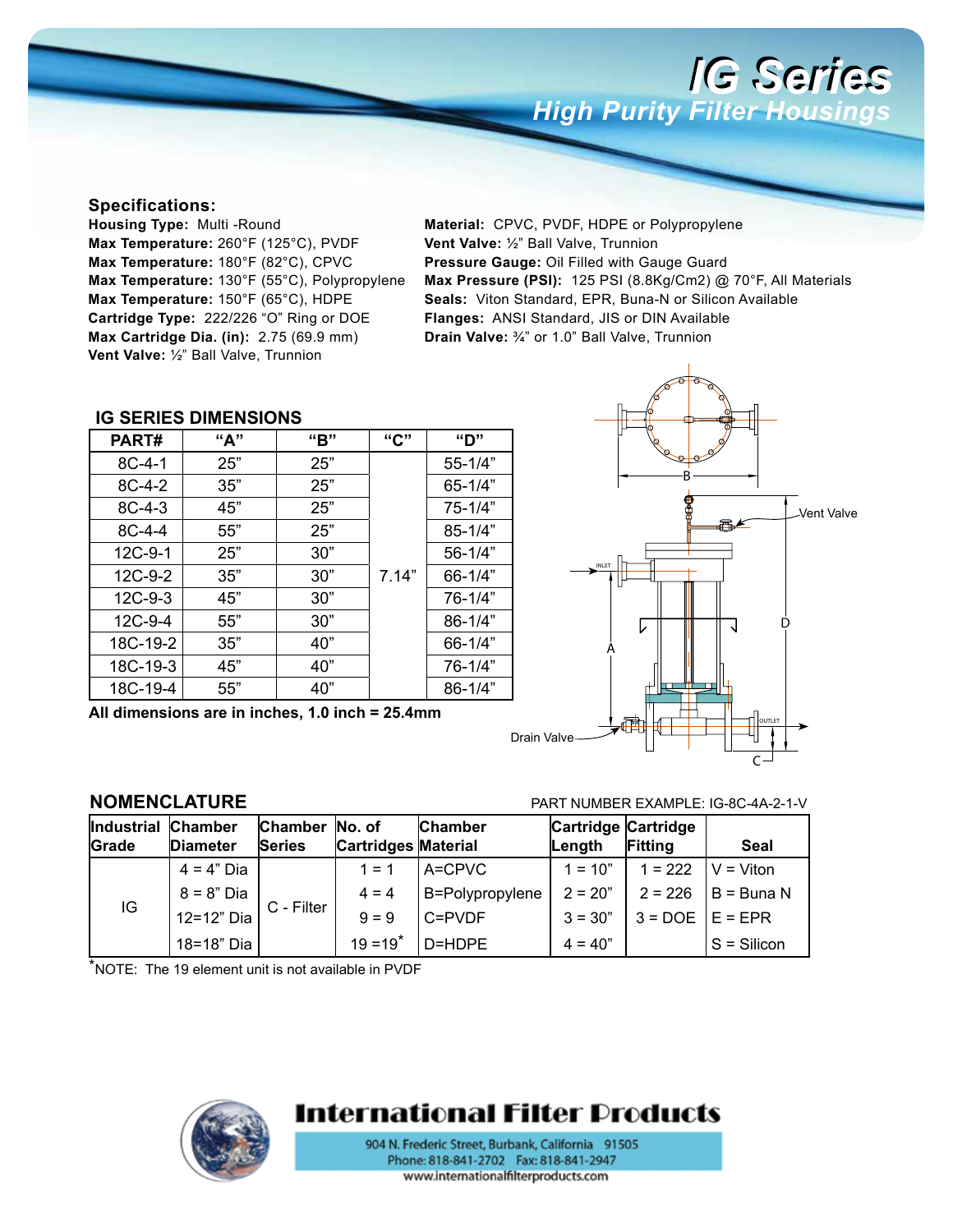# IG Series
## High Purity Filter Housings

### Specifications:

**Housing Type:** Multi -Round
**Max Temperature:** 260°F (125°C), PVDF
**Max Temperature:** 180°F (82°C), CPVC
**Max Temperature:** 130°F (55°C), Polypropylene
**Max Temperature:** 150°F (65°C), HDPE
**Cartridge Type:** 222/226 "O" Ring or DOE
**Max Cartridge Dia. (in):** 2.75 (69.9 mm)
**Vent Valve:** ½" Ball Valve, Trunnion

**Material:** CPVC, PVDF, HDPE or Polypropylene
**Vent Valve:** ½" Ball Valve, Trunnion
**Pressure Gauge:** Oil Filled with Gauge Guard
**Max Pressure (PSI):** 125 PSI (8.8Kg/Cm2) @ 70°F, All Materials
**Seals:** Viton Standard, EPR, Buna-N or Silicon Available
**Flanges:** ANSI Standard, JIS or DIN Available
**Drain Valve:** ¾" or 1.0" Ball Valve, Trunnion

### IG SERIES DIMENSIONS

| PART# | "A" | "B" | "C" | "D" |
|---|---|---|---|---|
| 8C-4-1 | 25" | 25" | 7.14" | 55-1/4" |
| 8C-4-2 | 35" | 25" | 7.14" | 65-1/4" |
| 8C-4-3 | 45" | 25" | 7.14" | 75-1/4" |
| 8C-4-4 | 55" | 25" | 7.14" | 85-1/4" |
| 12C-9-1 | 25" | 30" | 7.14" | 56-1/4" |
| 12C-9-2 | 35" | 30" | 7.14" | 66-1/4" |
| 12C-9-3 | 45" | 30" | 7.14" | 76-1/4" |
| 12C-9-4 | 55" | 30" | 7.14" | 86-1/4" |
| 18C-19-2 | 35" | 40" | 7.14" | 66-1/4" |
| 18C-19-3 | 45" | 40" | 7.14" | 76-1/4" |
| 18C-19-4 | 55" | 40" | 7.14" | 86-1/4" |

**All dimensions are in inches, 1.0 inch = 25.4mm**

B
Vent Valve
INLET
A
D
Drain Valve
OUTLET
C

### NOMENCLATURE

PART NUMBER EXAMPLE: IG-8C-4A-2-1-V

| Industrial Grade | Chamber Diameter | Chamber Series | No. of Cartridges | Chamber Material | Cartridge Length | Cartridge Fitting | Seal |
|---|---|---|---|---|---|---|---|
| IG | 4 = 4" Dia | C - Filter | 1 = 1 | A=CPVC | 1 = 10" | 1 = 222 | V = Viton |
| | 8 = 8" Dia | | 4 = 4 | B=Polypropylene | 2 = 20" | 2 = 226 | B = Buna N |
| | 12=12" Dia | | 9 = 9 | C=PVDF | 3 = 30" | 3 = DOE | E = EPR |
| | 18=18" Dia | | 19 =19* | D=HDPE | 4 = 40" | | S = Silicon |

*NOTE: The 19 element unit is not available in PVDF

**International Filter Products**
904 N. Frederic Street, Burbank, California 91505
Phone: 818-841-2702 Fax: 818-841-2947
www.internationalfilterproducts.com